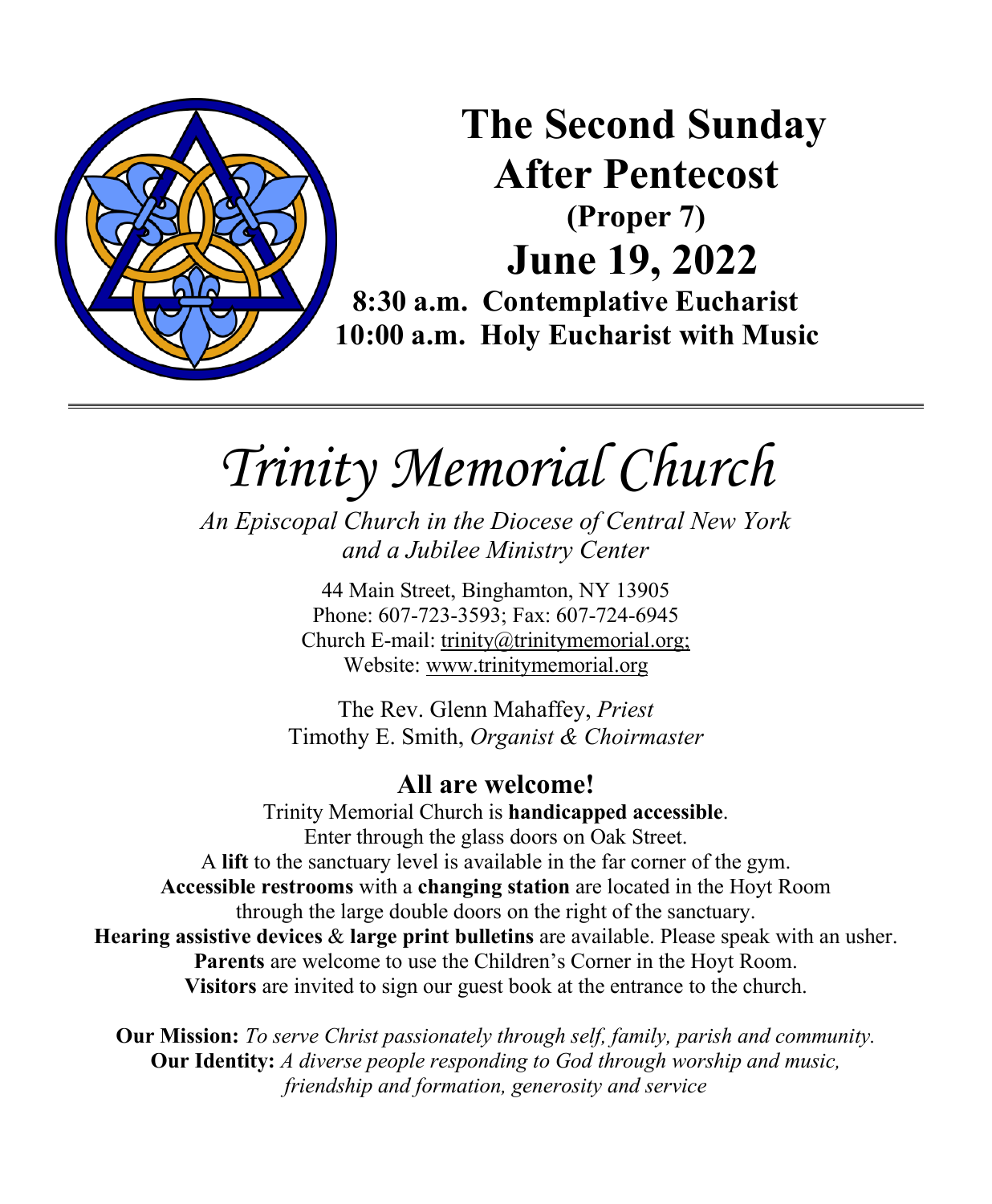# The Second Sunday After Pentecost

**(Proper 7)**

## June 19, 2022

**8:30 a.m. Contemplative Eucharist**
**10:00 a.m. Holy Eucharist with Music**

---

# *Trinity Memorial Church*

*An Episcopal Church in the Diocese of Central New York and a Jubilee Ministry Center*

44 Main Street, Binghamton, NY 13905
Phone: 607-723-3593; Fax: 607-724-6945
Church E-mail: trinity@trinitymemorial.org;
Website: www.trinitymemorial.org

The Rev. Glenn Mahaffey, *Priest*
Timothy E. Smith, *Organist & Choirmaster*

## All are welcome!

Trinity Memorial Church is **handicapped accessible**.
Enter through the glass doors on Oak Street.
A **lift** to the sanctuary level is available in the far corner of the gym.
**Accessible restrooms** with a **changing station** are located in the Hoyt Room through the large double doors on the right of the sanctuary.
**Hearing assistive devices** & **large print bulletins** are available. Please speak with an usher.
**Parents** are welcome to use the Children's Corner in the Hoyt Room.
**Visitors** are invited to sign our guest book at the entrance to the church.

**Our Mission:** *To serve Christ passionately through self, family, parish and community.*
**Our Identity:** *A diverse people responding to God through worship and music, friendship and formation, generosity and service*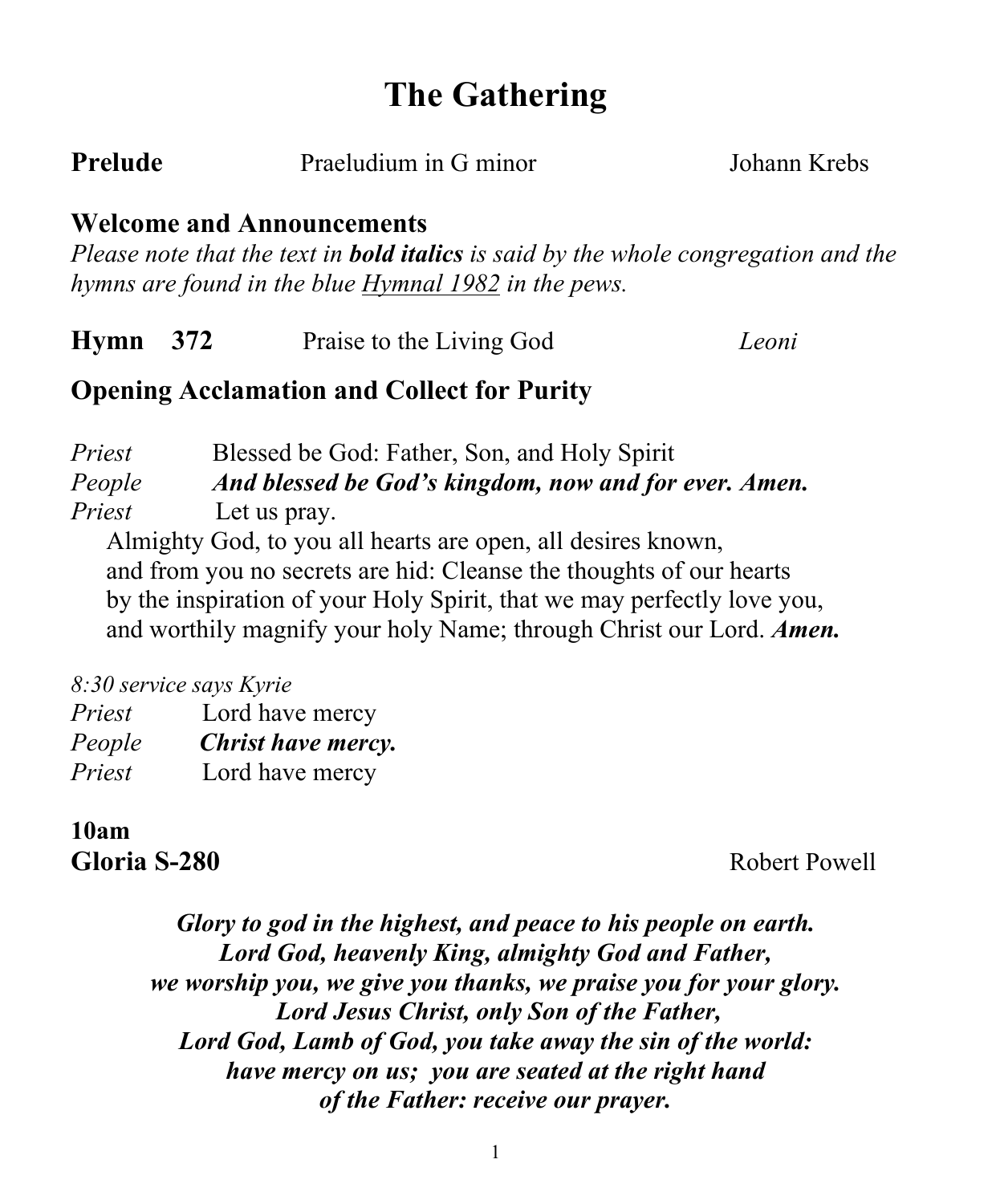# The Gathering

**Prelude** Praeludium in G minor Johann Krebs

## Welcome and Announcements

*Please note that the text in* ***bold italics*** *is said by the whole congregation and the hymns are found in the blue* Hymnal 1982 *in the pews.*

**Hymn 372** Praise to the Living God *Leoni*

## Opening Acclamation and Collect for Purity

*Priest* Blessed be God: Father, Son, and Holy Spirit
*People* ***And blessed be God's kingdom, now and for ever. Amen.***
*Priest* Let us pray.

Almighty God, to you all hearts are open, all desires known,
and from you no secrets are hid: Cleanse the thoughts of our hearts
by the inspiration of your Holy Spirit, that we may perfectly love you,
and worthily magnify your holy Name; through Christ our Lord. ***Amen.***

*8:30 service says Kyrie*

*Priest* Lord have mercy
*People* ***Christ have mercy.***
*Priest* Lord have mercy

**10am**
**Gloria S-280** Robert Powell

***Glory to god in the highest, and peace to his people on earth.***
***Lord God, heavenly King, almighty God and Father,***
***we worship you, we give you thanks, we praise you for your glory.***
***Lord Jesus Christ, only Son of the Father,***
***Lord God, Lamb of God, you take away the sin of the world:***
***have mercy on us; you are seated at the right hand***
***of the Father: receive our prayer.***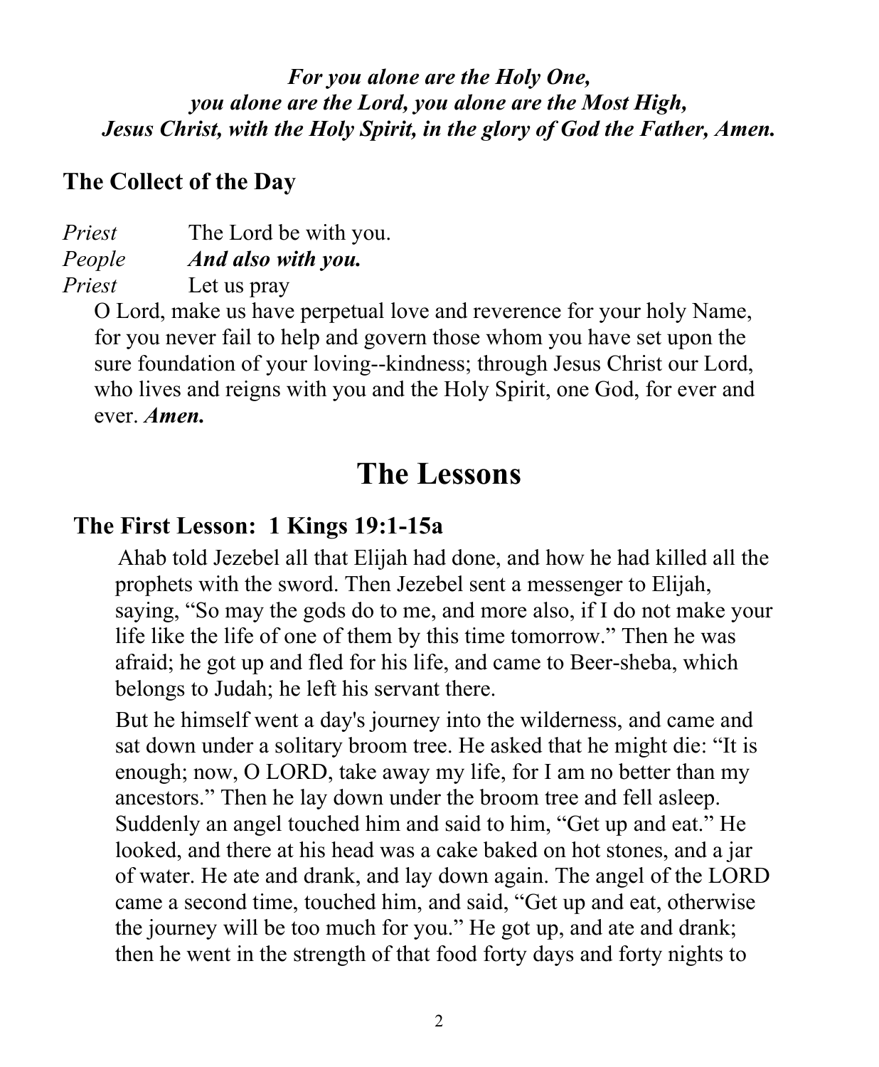***For you alone are the Holy One,***
***you alone are the Lord, you alone are the Most High,***
***Jesus Christ, with the Holy Spirit, in the glory of God the Father, Amen.***

## The Collect of the Day

*Priest* The Lord be with you.
*People* ***And also with you.***
*Priest* Let us pray

O Lord, make us have perpetual love and reverence for your holy Name, for you never fail to help and govern those whom you have set upon the sure foundation of your loving--kindness; through Jesus Christ our Lord, who lives and reigns with you and the Holy Spirit, one God, for ever and ever. ***Amen.***

# The Lessons

## The First Lesson: 1 Kings 19:1-15a

Ahab told Jezebel all that Elijah had done, and how he had killed all the prophets with the sword. Then Jezebel sent a messenger to Elijah, saying, "So may the gods do to me, and more also, if I do not make your life like the life of one of them by this time tomorrow." Then he was afraid; he got up and fled for his life, and came to Beer-sheba, which belongs to Judah; he left his servant there.

But he himself went a day's journey into the wilderness, and came and sat down under a solitary broom tree. He asked that he might die: "It is enough; now, O LORD, take away my life, for I am no better than my ancestors." Then he lay down under the broom tree and fell asleep. Suddenly an angel touched him and said to him, "Get up and eat." He looked, and there at his head was a cake baked on hot stones, and a jar of water. He ate and drank, and lay down again. The angel of the LORD came a second time, touched him, and said, "Get up and eat, otherwise the journey will be too much for you." He got up, and ate and drank; then he went in the strength of that food forty days and forty nights to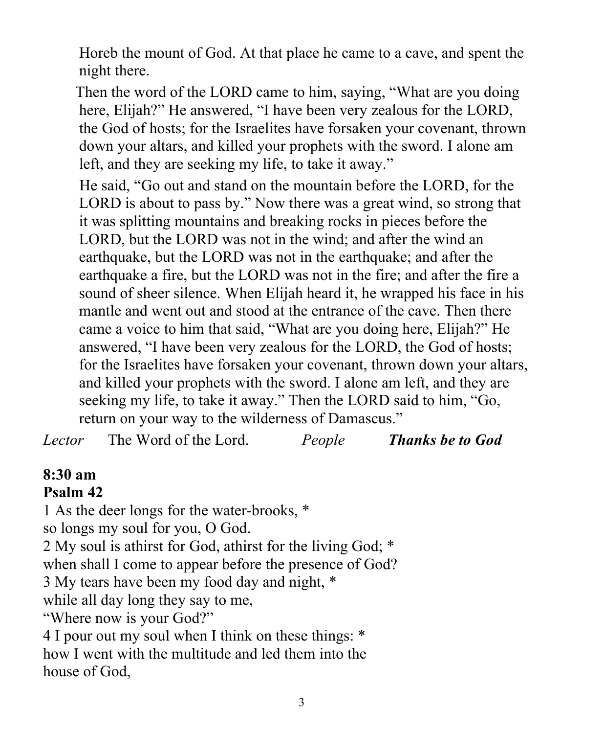Horeb the mount of God. At that place he came to a cave, and spent the night there.

Then the word of the LORD came to him, saying, “What are you doing here, Elijah?” He answered, “I have been very zealous for the LORD, the God of hosts; for the Israelites have forsaken your covenant, thrown down your altars, and killed your prophets with the sword. I alone am left, and they are seeking my life, to take it away.”

He said, “Go out and stand on the mountain before the LORD, for the LORD is about to pass by.” Now there was a great wind, so strong that it was splitting mountains and breaking rocks in pieces before the LORD, but the LORD was not in the wind; and after the wind an earthquake, but the LORD was not in the earthquake; and after the earthquake a fire, but the LORD was not in the fire; and after the fire a sound of sheer silence. When Elijah heard it, he wrapped his face in his mantle and went out and stood at the entrance of the cave. Then there came a voice to him that said, “What are you doing here, Elijah?” He answered, “I have been very zealous for the LORD, the God of hosts; for the Israelites have forsaken your covenant, thrown down your altars, and killed your prophets with the sword. I alone am left, and they are seeking my life, to take it away.” Then the LORD said to him, “Go, return on your way to the wilderness of Damascus.”

*Lector* The Word of the Lord. *People* ***Thanks be to God***

**8:30 am**
**Psalm 42**

1 As the deer longs for the water-brooks, *
so longs my soul for you, O God.
2 My soul is athirst for God, athirst for the living God; *
when shall I come to appear before the presence of God?
3 My tears have been my food day and night, *
while all day long they say to me,
“Where now is your God?”
4 I pour out my soul when I think on these things: *
how I went with the multitude and led them into the
house of God,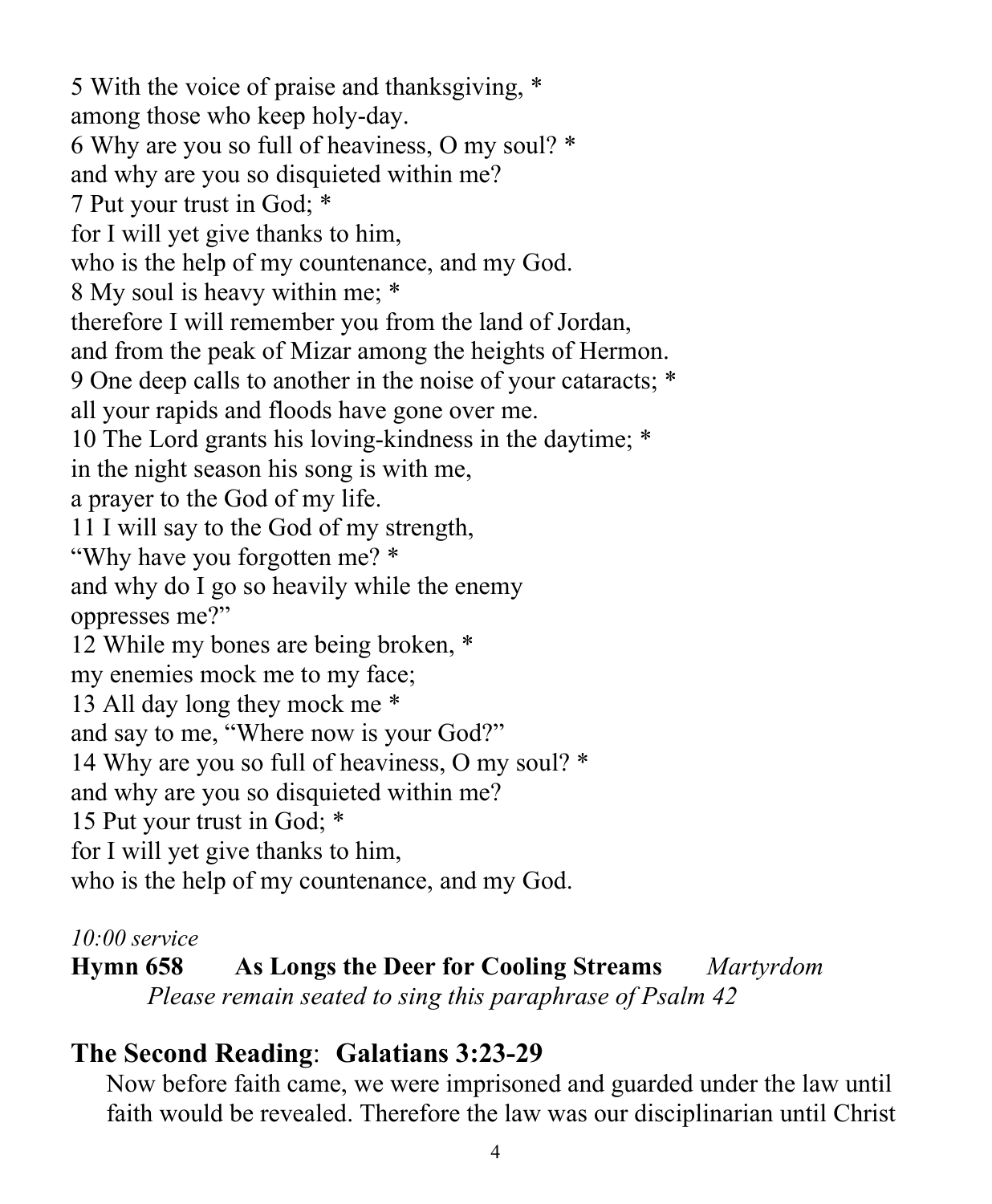5 With the voice of praise and thanksgiving, *
among those who keep holy-day.
6 Why are you so full of heaviness, O my soul? *
and why are you so disquieted within me?
7 Put your trust in God; *
for I will yet give thanks to him,
who is the help of my countenance, and my God.
8 My soul is heavy within me; *
therefore I will remember you from the land of Jordan,
and from the peak of Mizar among the heights of Hermon.
9 One deep calls to another in the noise of your cataracts; *
all your rapids and floods have gone over me.
10 The Lord grants his loving-kindness in the daytime; *
in the night season his song is with me,
a prayer to the God of my life.
11 I will say to the God of my strength,
"Why have you forgotten me? *
and why do I go so heavily while the enemy
oppresses me?"
12 While my bones are being broken, *
my enemies mock me to my face;
13 All day long they mock me *
and say to me, "Where now is your God?"
14 Why are you so full of heaviness, O my soul? *
and why are you so disquieted within me?
15 Put your trust in God; *
for I will yet give thanks to him,
who is the help of my countenance, and my God.

*10:00 service*

**Hymn 658 As Longs the Deer for Cooling Streams** *Martyrdom*

*Please remain seated to sing this paraphrase of Psalm 42*

## **The Second Reading**: **Galatians 3:23-29**

Now before faith came, we were imprisoned and guarded under the law until faith would be revealed. Therefore the law was our disciplinarian until Christ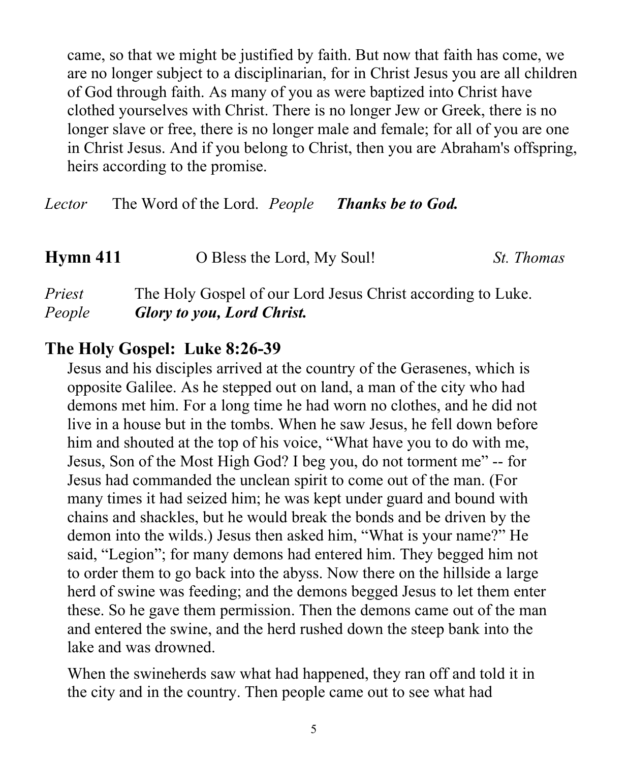came, so that we might be justified by faith. But now that faith has come, we are no longer subject to a disciplinarian, for in Christ Jesus you are all children of God through faith. As many of you as were baptized into Christ have clothed yourselves with Christ. There is no longer Jew or Greek, there is no longer slave or free, there is no longer male and female; for all of you are one in Christ Jesus. And if you belong to Christ, then you are Abraham's offspring, heirs according to the promise.

*Lector* The Word of the Lord. *People* ***Thanks be to God.***

**Hymn 411** O Bless the Lord, My Soul! *St. Thomas*

*Priest* The Holy Gospel of our Lord Jesus Christ according to Luke.
*People* ***Glory to you, Lord Christ.***

## The Holy Gospel: Luke 8:26-39

Jesus and his disciples arrived at the country of the Gerasenes, which is opposite Galilee. As he stepped out on land, a man of the city who had demons met him. For a long time he had worn no clothes, and he did not live in a house but in the tombs. When he saw Jesus, he fell down before him and shouted at the top of his voice, "What have you to do with me, Jesus, Son of the Most High God? I beg you, do not torment me" -- for Jesus had commanded the unclean spirit to come out of the man. (For many times it had seized him; he was kept under guard and bound with chains and shackles, but he would break the bonds and be driven by the demon into the wilds.) Jesus then asked him, "What is your name?" He said, "Legion"; for many demons had entered him. They begged him not to order them to go back into the abyss. Now there on the hillside a large herd of swine was feeding; and the demons begged Jesus to let them enter these. So he gave them permission. Then the demons came out of the man and entered the swine, and the herd rushed down the steep bank into the lake and was drowned.

When the swineherds saw what had happened, they ran off and told it in the city and in the country. Then people came out to see what had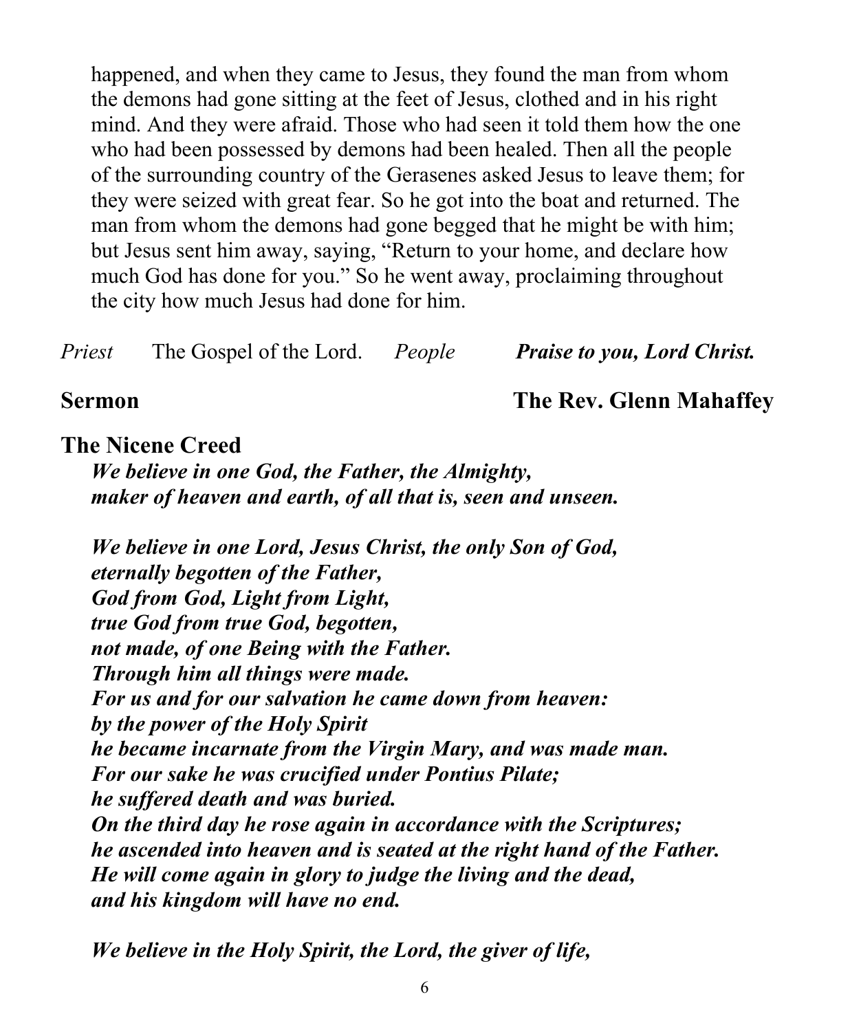happened, and when they came to Jesus, they found the man from whom the demons had gone sitting at the feet of Jesus, clothed and in his right mind. And they were afraid. Those who had seen it told them how the one who had been possessed by demons had been healed. Then all the people of the surrounding country of the Gerasenes asked Jesus to leave them; for they were seized with great fear. So he got into the boat and returned. The man from whom the demons had gone begged that he might be with him; but Jesus sent him away, saying, "Return to your home, and declare how much God has done for you." So he went away, proclaiming throughout the city how much Jesus had done for him.

*Priest* The Gospel of the Lord. *People* ***Praise to you, Lord Christ.***

**Sermon** **The Rev. Glenn Mahaffey**

**The Nicene Creed**

***We believe in one God, the Father, the Almighty,***
***maker of heaven and earth, of all that is, seen and unseen.***

***We believe in one Lord, Jesus Christ, the only Son of God,***
***eternally begotten of the Father,***
***God from God, Light from Light,***
***true God from true God, begotten,***
***not made, of one Being with the Father.***
***Through him all things were made.***
***For us and for our salvation he came down from heaven:***
***by the power of the Holy Spirit***
***he became incarnate from the Virgin Mary, and was made man.***
***For our sake he was crucified under Pontius Pilate;***
***he suffered death and was buried.***
***On the third day he rose again in accordance with the Scriptures;***
***he ascended into heaven and is seated at the right hand of the Father.***
***He will come again in glory to judge the living and the dead,***
***and his kingdom will have no end.***

***We believe in the Holy Spirit, the Lord, the giver of life,***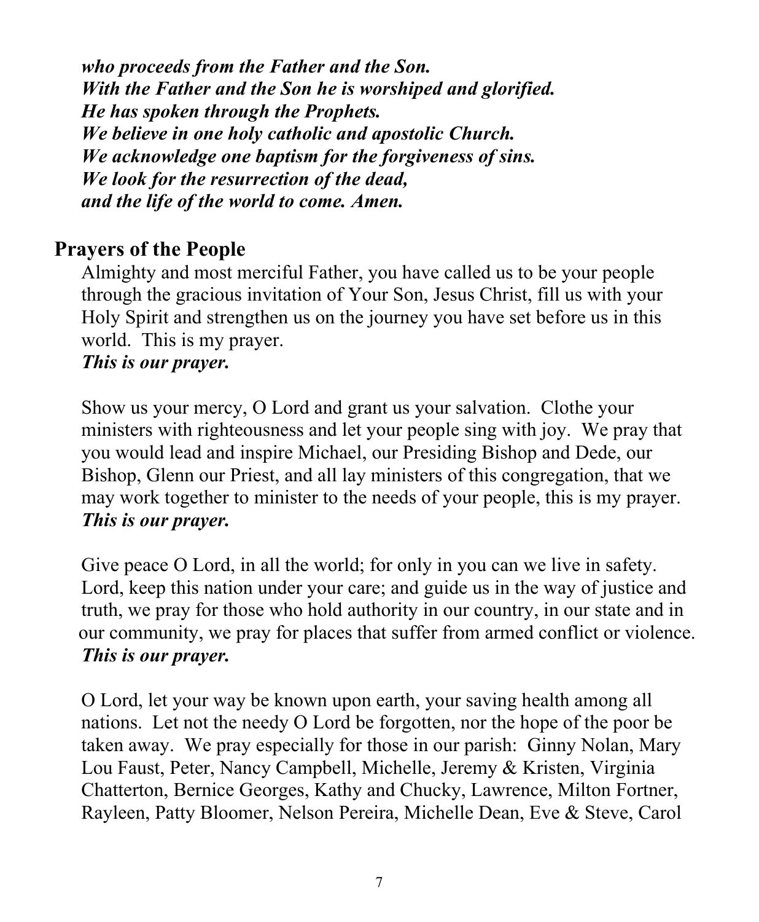***who proceeds from the Father and the Son.***
***With the Father and the Son he is worshiped and glorified.***
***He has spoken through the Prophets.***
***We believe in one holy catholic and apostolic Church.***
***We acknowledge one baptism for the forgiveness of sins.***
***We look for the resurrection of the dead,***
***and the life of the world to come. Amen.***

## Prayers of the People

Almighty and most merciful Father, you have called us to be your people through the gracious invitation of Your Son, Jesus Christ, fill us with your Holy Spirit and strengthen us on the journey you have set before us in this world. This is my prayer.
***This is our prayer.***

Show us your mercy, O Lord and grant us your salvation. Clothe your ministers with righteousness and let your people sing with joy. We pray that you would lead and inspire Michael, our Presiding Bishop and Dede, our Bishop, Glenn our Priest, and all lay ministers of this congregation, that we may work together to minister to the needs of your people, this is my prayer.
***This is our prayer.***

Give peace O Lord, in all the world; for only in you can we live in safety. Lord, keep this nation under your care; and guide us in the way of justice and truth, we pray for those who hold authority in our country, in our state and in our community, we pray for places that suffer from armed conflict or violence.
***This is our prayer.***

O Lord, let your way be known upon earth, your saving health among all nations. Let not the needy O Lord be forgotten, nor the hope of the poor be taken away. We pray especially for those in our parish: Ginny Nolan, Mary Lou Faust, Peter, Nancy Campbell, Michelle, Jeremy & Kristen, Virginia Chatterton, Bernice Georges, Kathy and Chucky, Lawrence, Milton Fortner, Rayleen, Patty Bloomer, Nelson Pereira, Michelle Dean, Eve & Steve, Carol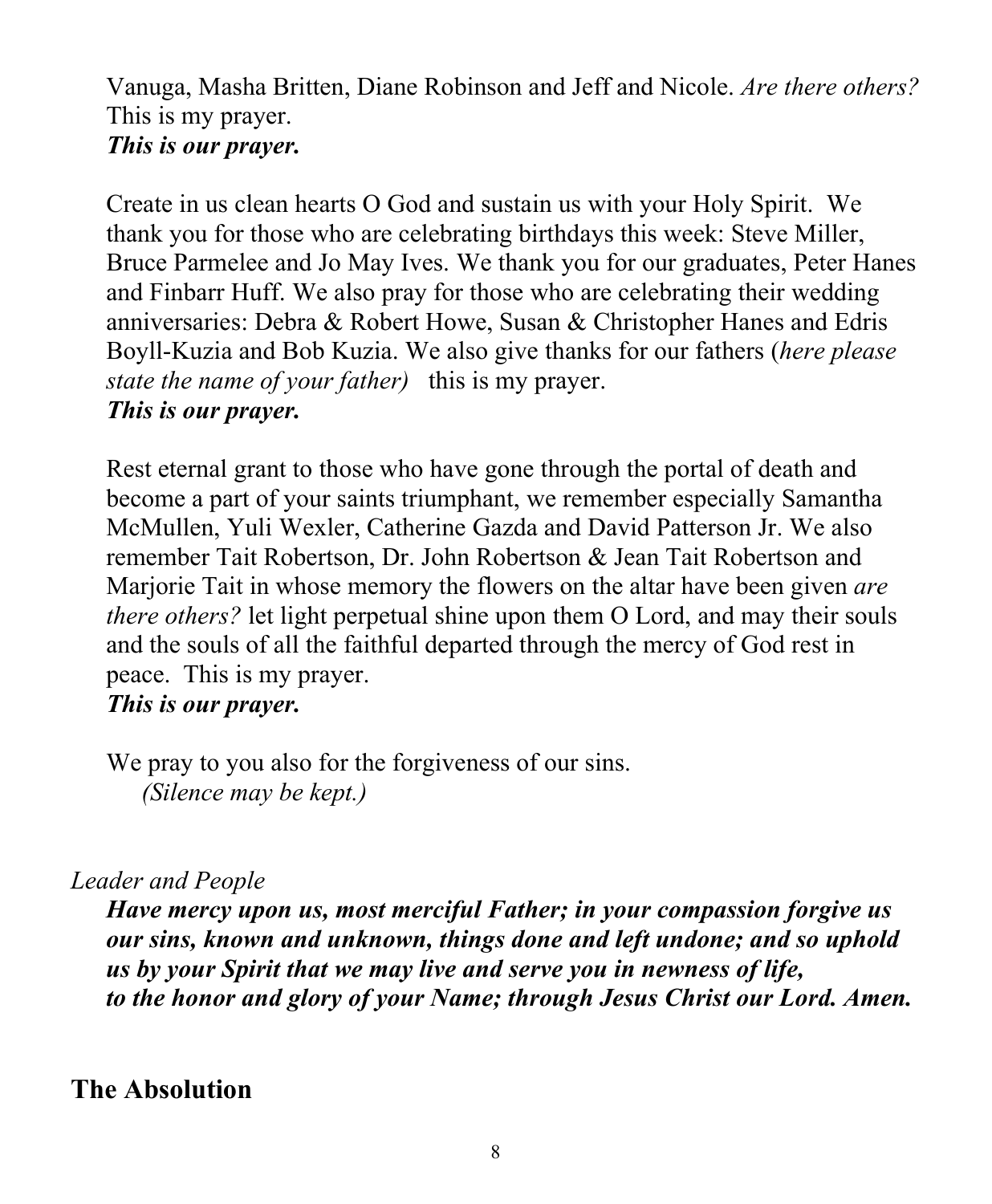Vanuga, Masha Britten, Diane Robinson and Jeff and Nicole. *Are there others?* This is my prayer.
***This is our prayer.***

Create in us clean hearts O God and sustain us with your Holy Spirit. We thank you for those who are celebrating birthdays this week: Steve Miller, Bruce Parmelee and Jo May Ives. We thank you for our graduates, Peter Hanes and Finbarr Huff. We also pray for those who are celebrating their wedding anniversaries: Debra & Robert Howe, Susan & Christopher Hanes and Edris Boyll-Kuzia and Bob Kuzia. We also give thanks for our fathers (*here please state the name of your father)* this is my prayer.
***This is our prayer.***

Rest eternal grant to those who have gone through the portal of death and become a part of your saints triumphant, we remember especially Samantha McMullen, Yuli Wexler, Catherine Gazda and David Patterson Jr. We also remember Tait Robertson, Dr. John Robertson & Jean Tait Robertson and Marjorie Tait in whose memory the flowers on the altar have been given *are there others?* let light perpetual shine upon them O Lord, and may their souls and the souls of all the faithful departed through the mercy of God rest in peace. This is my prayer.
***This is our prayer.***

We pray to you also for the forgiveness of our sins.
*(Silence may be kept.)*

*Leader and People*

***Have mercy upon us, most merciful Father; in your compassion forgive us our sins, known and unknown, things done and left undone; and so uphold us by your Spirit that we may live and serve you in newness of life, to the honor and glory of your Name; through Jesus Christ our Lord. Amen.***

## The Absolution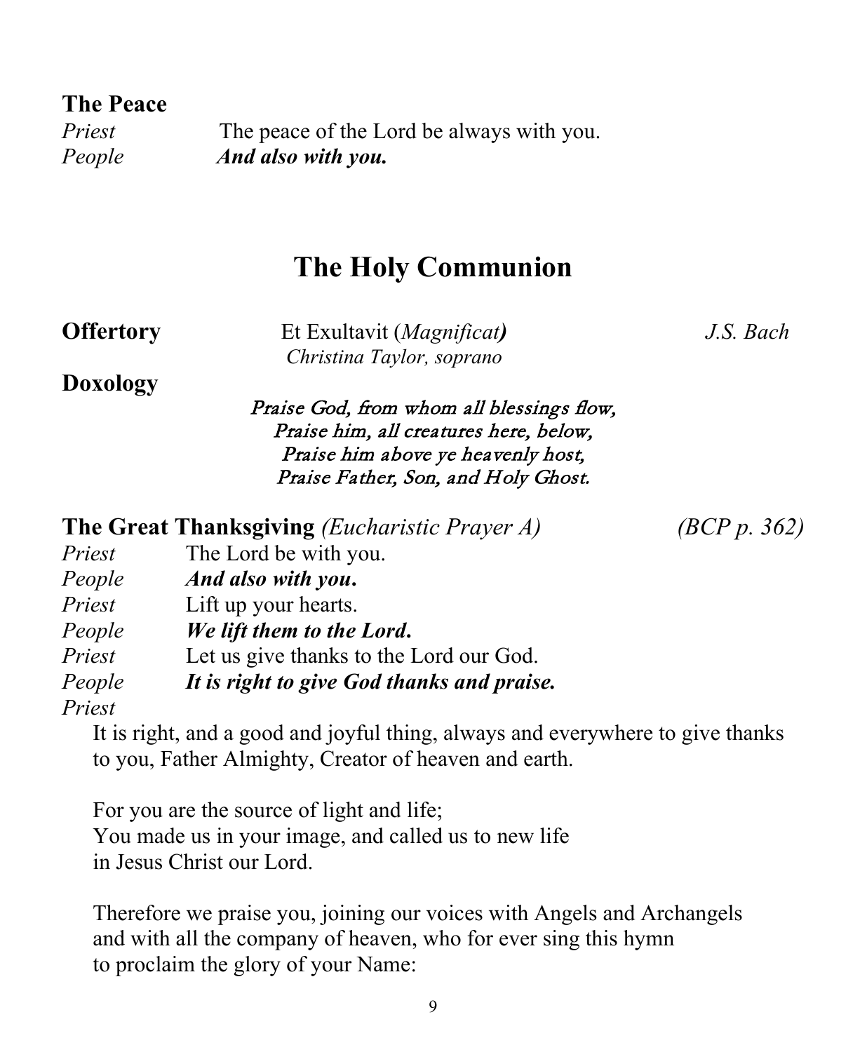**The Peace**

*Priest* The peace of the Lord be always with you.
*People* ***And also with you.***

# The Holy Communion

**Offertory** Et Exultavit (*Magnificat*) *J.S. Bach*
*Christina Taylor, soprano*

**Doxology**

*Praise God, from whom all blessings flow,*
*Praise him, all creatures here, below,*
*Praise him above ye heavenly host,*
*Praise Father, Son, and Holy Ghost.*

**The Great Thanksgiving** *(Eucharistic Prayer A)* *(BCP p. 362)*

*Priest* The Lord be with you.
*People* ***And also with you.***
*Priest* Lift up your hearts.
*People* ***We lift them to the Lord.***
*Priest* Let us give thanks to the Lord our God.
*People* ***It is right to give God thanks and praise.***
*Priest*

It is right, and a good and joyful thing, always and everywhere to give thanks to you, Father Almighty, Creator of heaven and earth.

For you are the source of light and life;
You made us in your image, and called us to new life
in Jesus Christ our Lord.

Therefore we praise you, joining our voices with Angels and Archangels
and with all the company of heaven, who for ever sing this hymn
to proclaim the glory of your Name: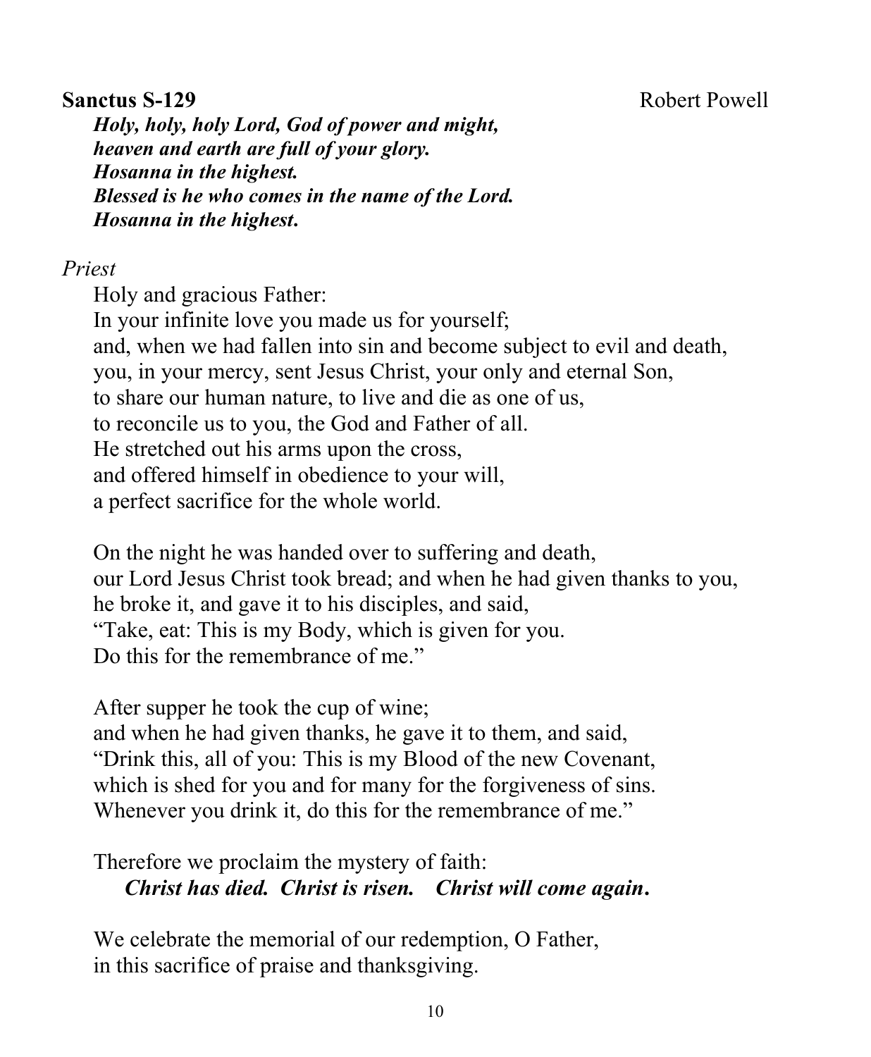**Sanctus S-129** Robert Powell

***Holy, holy, holy Lord, God of power and might,***
***heaven and earth are full of your glory.***
***Hosanna in the highest.***
***Blessed is he who comes in the name of the Lord.***
***Hosanna in the highest.***

*Priest*

Holy and gracious Father:
In your infinite love you made us for yourself;
and, when we had fallen into sin and become subject to evil and death,
you, in your mercy, sent Jesus Christ, your only and eternal Son,
to share our human nature, to live and die as one of us,
to reconcile us to you, the God and Father of all.
He stretched out his arms upon the cross,
and offered himself in obedience to your will,
a perfect sacrifice for the whole world.

On the night he was handed over to suffering and death,
our Lord Jesus Christ took bread; and when he had given thanks to you,
he broke it, and gave it to his disciples, and said,
"Take, eat: This is my Body, which is given for you.
Do this for the remembrance of me."

After supper he took the cup of wine;
and when he had given thanks, he gave it to them, and said,
"Drink this, all of you: This is my Blood of the new Covenant,
which is shed for you and for many for the forgiveness of sins.
Whenever you drink it, do this for the remembrance of me."

Therefore we proclaim the mystery of faith:
***Christ has died. Christ is risen. Christ will come again.***

We celebrate the memorial of our redemption, O Father,
in this sacrifice of praise and thanksgiving.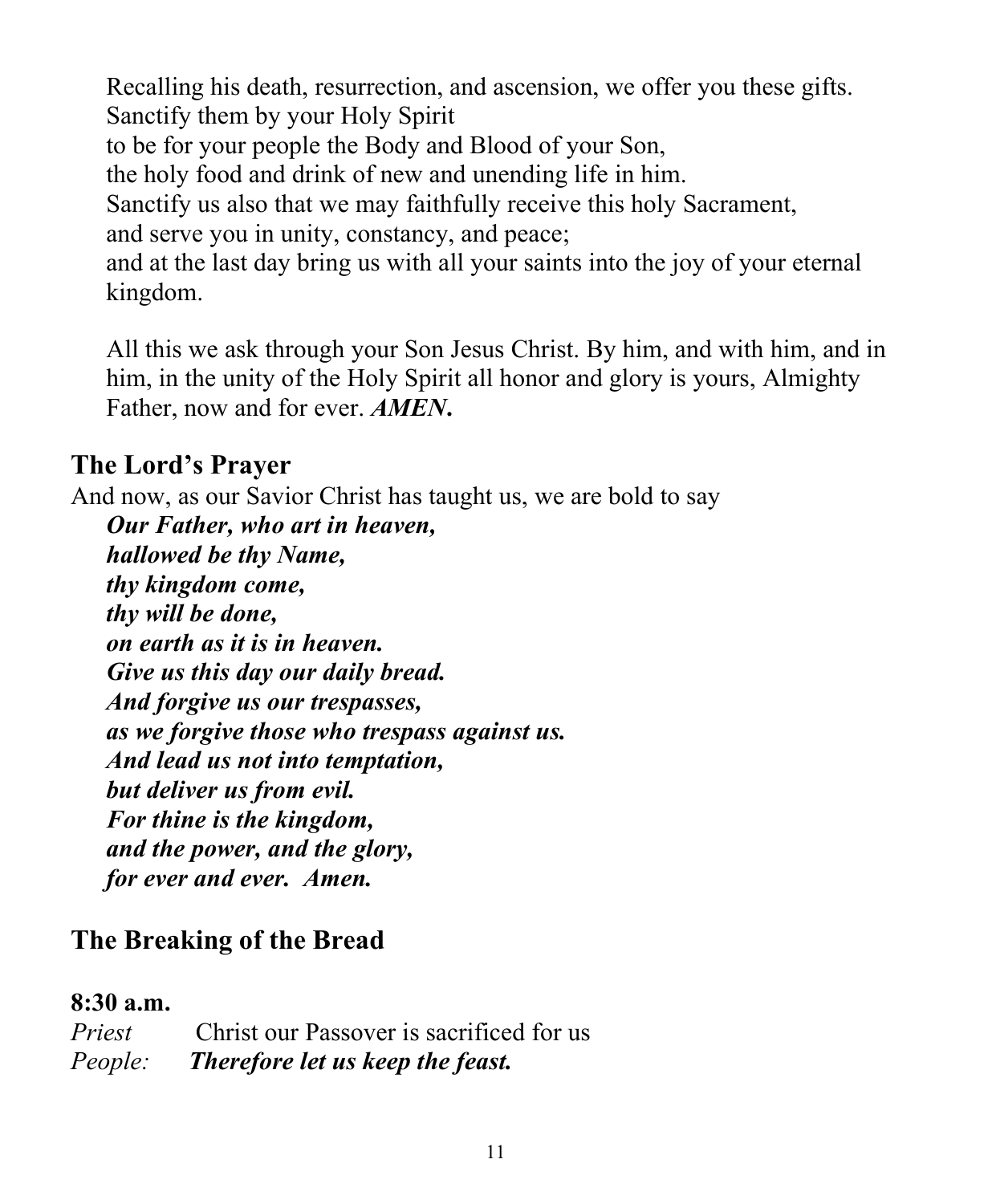Recalling his death, resurrection, and ascension, we offer you these gifts.
Sanctify them by your Holy Spirit
to be for your people the Body and Blood of your Son,
the holy food and drink of new and unending life in him.
Sanctify us also that we may faithfully receive this holy Sacrament,
and serve you in unity, constancy, and peace;
and at the last day bring us with all your saints into the joy of your eternal kingdom.

All this we ask through your Son Jesus Christ. By him, and with him, and in him, in the unity of the Holy Spirit all honor and glory is yours, Almighty Father, now and for ever. ***AMEN.***

## The Lord's Prayer

And now, as our Savior Christ has taught us, we are bold to say

***Our Father, who art in heaven,***
***hallowed be thy Name,***
***thy kingdom come,***
***thy will be done,***
***on earth as it is in heaven.***
***Give us this day our daily bread.***
***And forgive us our trespasses,***
***as we forgive those who trespass against us.***
***And lead us not into temptation,***
***but deliver us from evil.***
***For thine is the kingdom,***
***and the power, and the glory,***
***for ever and ever. Amen.***

## The Breaking of the Bread

**8:30 a.m.**

*Priest* Christ our Passover is sacrificed for us
*People:* ***Therefore let us keep the feast.***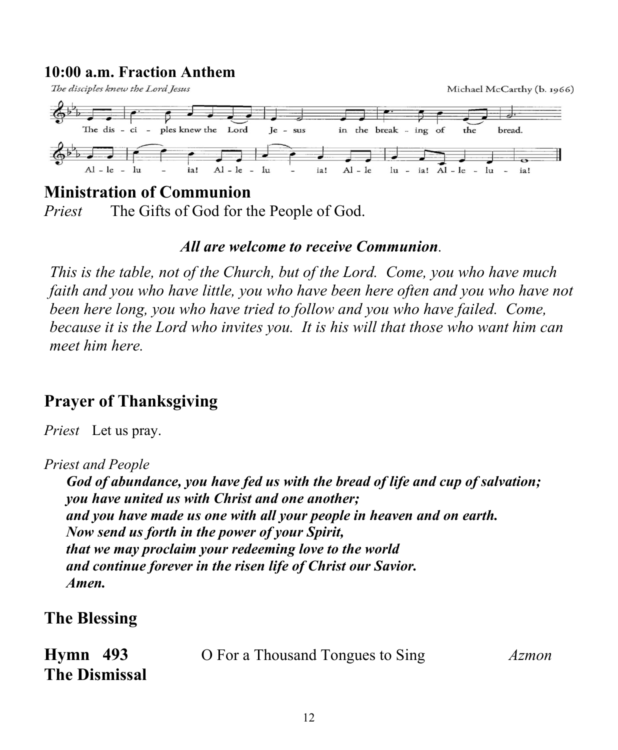## 10:00 a.m. Fraction Anthem

*The disciples knew the Lord Jesus* — Michael McCarthy (b. 1966)

The disciples knew the Lord Jesus in the breaking of the bread.
Alleluia! Alleluia! Alleluia! Alleluia!

## Ministration of Communion

*Priest* The Gifts of God for the People of God.

***All are welcome to receive Communion*.**

*This is the table, not of the Church, but of the Lord. Come, you who have much faith and you who have little, you who have been here often and you who have not been here long, you who have tried to follow and you who have failed. Come, because it is the Lord who invites you. It is his will that those who want him can meet him here.*

## Prayer of Thanksgiving

*Priest* Let us pray.

*Priest and People*

***God of abundance, you have fed us with the bread of life and cup of salvation;***
***you have united us with Christ and one another;***
***and you have made us one with all your people in heaven and on earth.***
***Now send us forth in the power of your Spirit,***
***that we may proclaim your redeeming love to the world***
***and continue forever in the risen life of Christ our Savior.***
***Amen.***

## The Blessing

**Hymn 493** O For a Thousand Tongues to Sing *Azmon*

## The Dismissal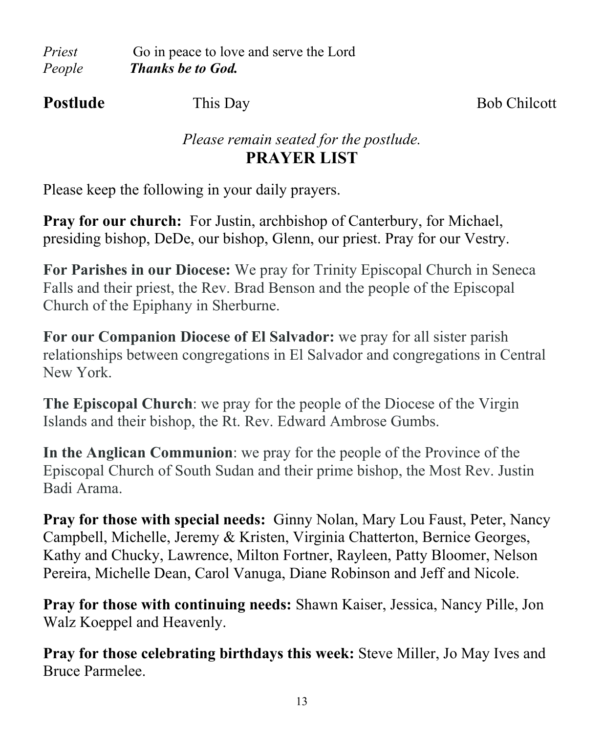*Priest* Go in peace to love and serve the Lord
*People* ***Thanks be to God.***

**Postlude** This Day Bob Chilcott

*Please remain seated for the postlude.*

## PRAYER LIST

Please keep the following in your daily prayers.

**Pray for our church:** For Justin, archbishop of Canterbury, for Michael, presiding bishop, DeDe, our bishop, Glenn, our priest. Pray for our Vestry.

**For Parishes in our Diocese:** We pray for Trinity Episcopal Church in Seneca Falls and their priest, the Rev. Brad Benson and the people of the Episcopal Church of the Epiphany in Sherburne.

**For our Companion Diocese of El Salvador:** we pray for all sister parish relationships between congregations in El Salvador and congregations in Central New York.

**The Episcopal Church**: we pray for the people of the Diocese of the Virgin Islands and their bishop, the Rt. Rev. Edward Ambrose Gumbs.

**In the Anglican Communion**: we pray for the people of the Province of the Episcopal Church of South Sudan and their prime bishop, the Most Rev. Justin Badi Arama.

**Pray for those with special needs:** Ginny Nolan, Mary Lou Faust, Peter, Nancy Campbell, Michelle, Jeremy & Kristen, Virginia Chatterton, Bernice Georges, Kathy and Chucky, Lawrence, Milton Fortner, Rayleen, Patty Bloomer, Nelson Pereira, Michelle Dean, Carol Vanuga, Diane Robinson and Jeff and Nicole.

**Pray for those with continuing needs:** Shawn Kaiser, Jessica, Nancy Pille, Jon Walz Koeppel and Heavenly.

**Pray for those celebrating birthdays this week:** Steve Miller, Jo May Ives and Bruce Parmelee.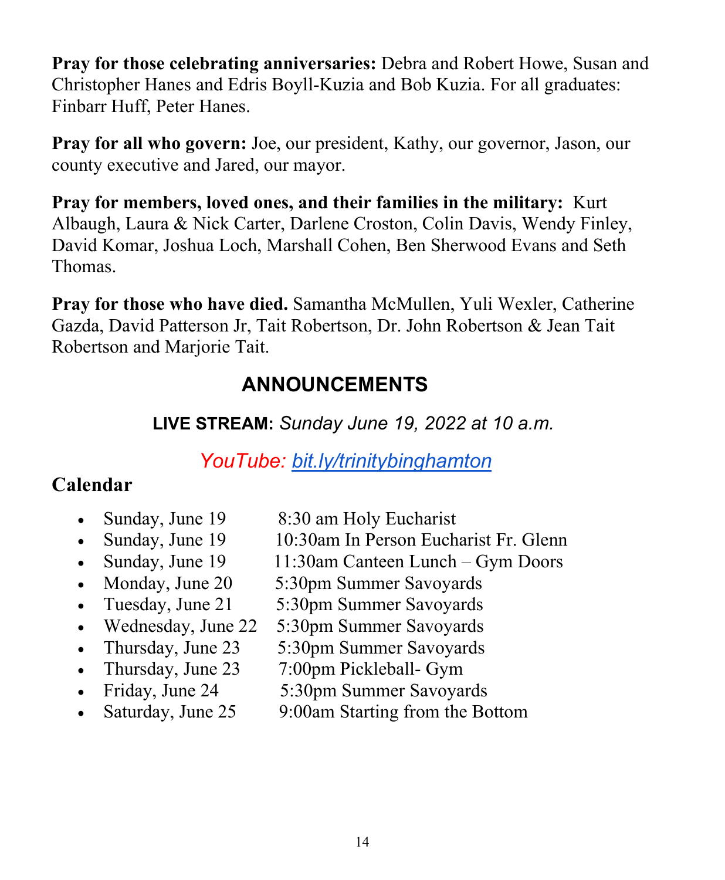**Pray for those celebrating anniversaries:** Debra and Robert Howe, Susan and Christopher Hanes and Edris Boyll-Kuzia and Bob Kuzia. For all graduates: Finbarr Huff, Peter Hanes.

**Pray for all who govern:** Joe, our president, Kathy, our governor, Jason, our county executive and Jared, our mayor.

**Pray for members, loved ones, and their families in the military:** Kurt Albaugh, Laura & Nick Carter, Darlene Croston, Colin Davis, Wendy Finley, David Komar, Joshua Loch, Marshall Cohen, Ben Sherwood Evans and Seth Thomas.

**Pray for those who have died.** Samantha McMullen, Yuli Wexler, Catherine Gazda, David Patterson Jr, Tait Robertson, Dr. John Robertson & Jean Tait Robertson and Marjorie Tait.

## ANNOUNCEMENTS

**LIVE STREAM:** *Sunday June 19, 2022 at 10 a.m.*

*YouTube: bit.ly/trinitybinghamton*

## Calendar

- Sunday, June 19 — 8:30 am Holy Eucharist
- Sunday, June 19 — 10:30am In Person Eucharist Fr. Glenn
- Sunday, June 19 — 11:30am Canteen Lunch – Gym Doors
- Monday, June 20 — 5:30pm Summer Savoyards
- Tuesday, June 21 — 5:30pm Summer Savoyards
- Wednesday, June 22 — 5:30pm Summer Savoyards
- Thursday, June 23 — 5:30pm Summer Savoyards
- Thursday, June 23 — 7:00pm Pickleball- Gym
- Friday, June 24 — 5:30pm Summer Savoyards
- Saturday, June 25 — 9:00am Starting from the Bottom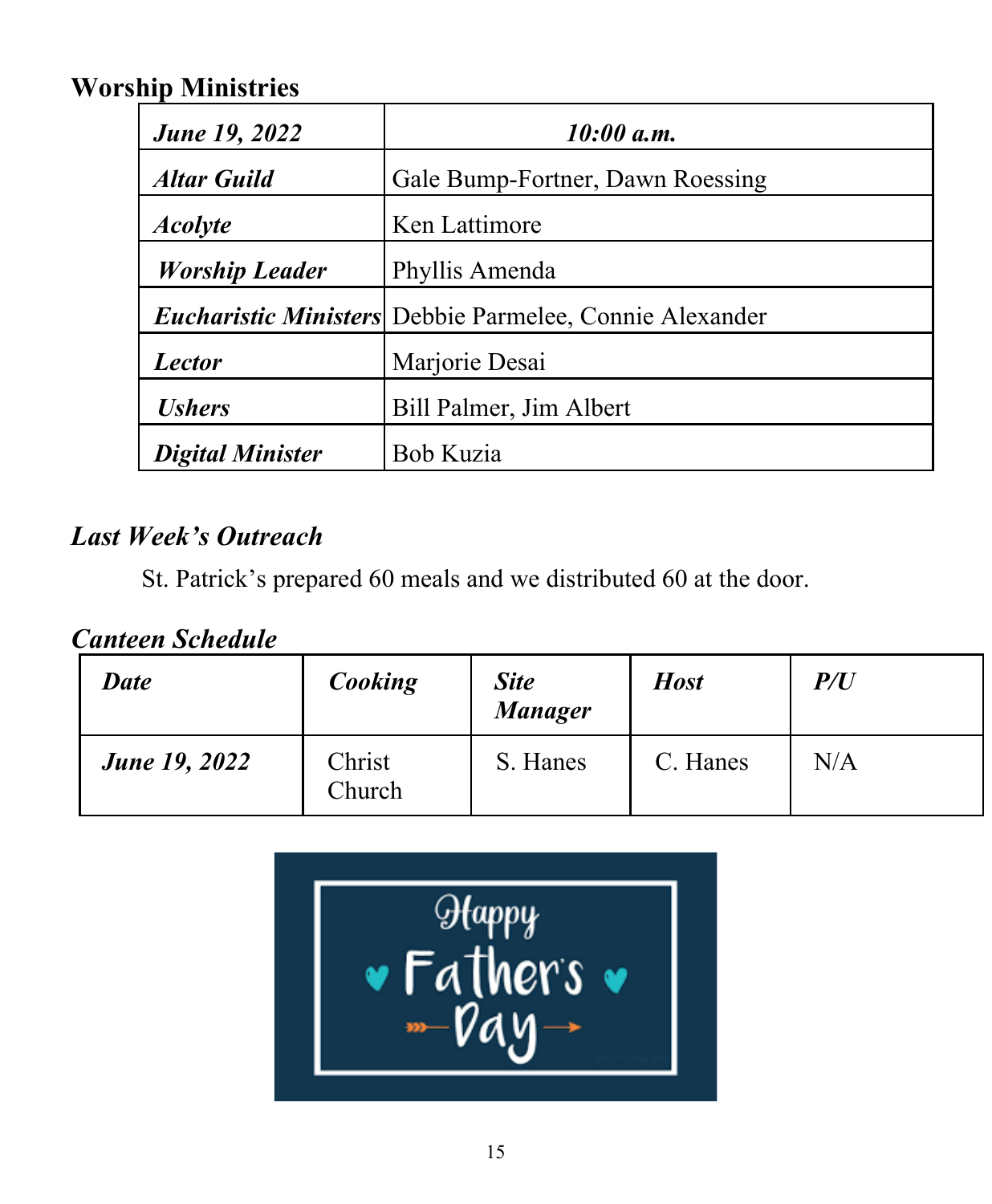## Worship Ministries

| *June 19, 2022* | *10:00 a.m.* |
|---|---|
| *Altar Guild* | Gale Bump-Fortner, Dawn Roessing |
| *Acolyte* | Ken Lattimore |
| *Worship Leader* | Phyllis Amenda |
| *Eucharistic Ministers* | Debbie Parmelee, Connie Alexander |
| *Lector* | Marjorie Desai |
| *Ushers* | Bill Palmer, Jim Albert |
| *Digital Minister* | Bob Kuzia |

### *Last Week's Outreach*

St. Patrick's prepared 60 meals and we distributed 60 at the door.

### *Canteen Schedule*

| *Date* | *Cooking* | *Site Manager* | *Host* | *P/U* |
|---|---|---|---|---|
| *June 19, 2022* | Christ Church | S. Hanes | C. Hanes | N/A |

Happy Father's Day